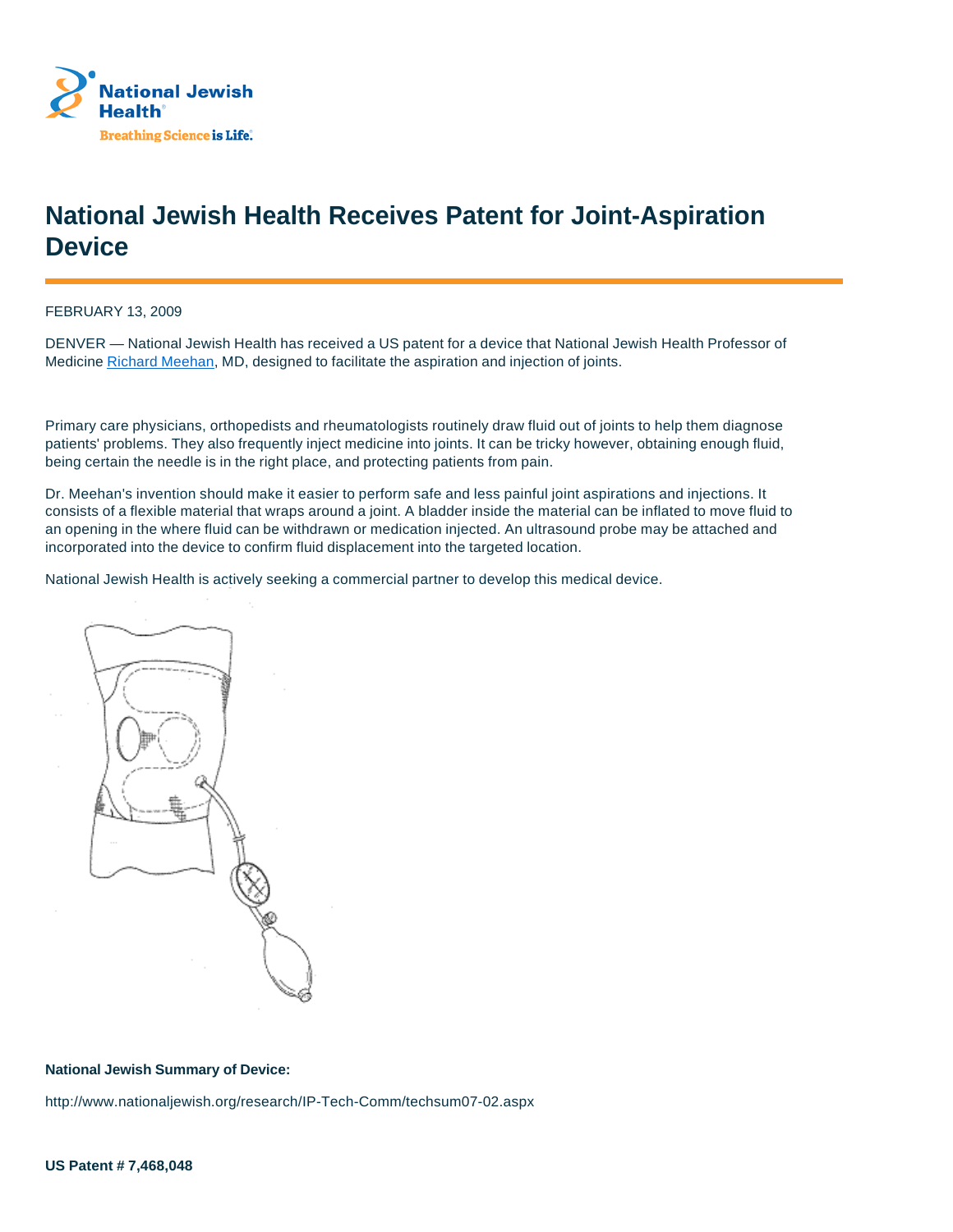National Jewish Health

Breathing Science is Life.

# National Jewish Health Receives Patent for Joint-Aspiration Device

FEBRUARY 13, 2009

DENVER — National Jewish Health has received a US patent for a device that National Jewish Health Professor of Medicine [Richard Meehan](), MD, designed to facilitate the aspiration and injection of joints.

Primary care physicians, orthopedists and rheumatologists routinely draw fluid out of joints to help them diagnose patients' problems. They also frequently inject medicine into joints. It can be tricky however, obtaining enough fluid, being certain the needle is in the right place, and protecting patients from pain.

Dr. Meehan's invention should make it easier to perform safe and less painful joint aspirations and injections. It consists of a flexible material that wraps around a joint. A bladder inside the material can be inflated to move fluid to an opening in the where fluid can be withdrawn or medication injected. An ultrasound probe may be attached and incorporated into the device to confirm fluid displacement into the targeted location.

National Jewish Health is actively seeking a commercial partner to develop this medical device.

**National Jewish Summary of Device:**

http://www.nationaljewish.org/research/IP-Tech-Comm/techsum07-02.aspx

**US Patent # 7,468,048**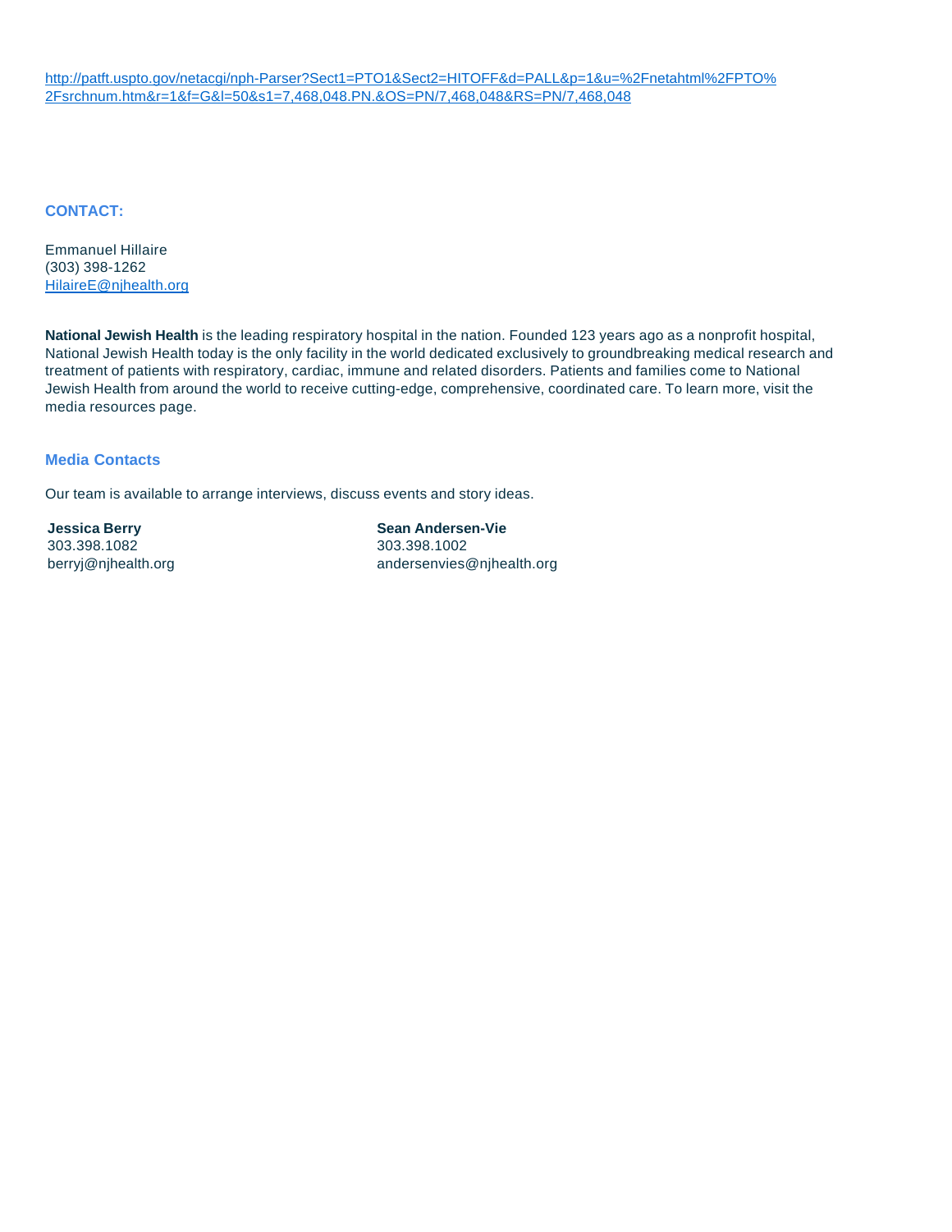[http://patft.uspto.gov/netacgi/nph-Parser?Sect1=PTO1&Sect2=HITOFF&d=PALL&p=1&u=%2Fnetahtml%2FPTO%2Fsrchnum.htm&r=1&f=G&l=50&s1=7,468,048.PN.&OS=PN/7,468,048&RS=PN/7,468,048](http://patft.uspto.gov/netacgi/nph-Parser?Sect1=PTO1&Sect2=HITOFF&d=PALL&p=1&u=%2Fnetahtml%2FPTO%2Fsrchnum.htm&r=1&f=G&l=50&s1=7,468,048.PN.&OS=PN/7,468,048&RS=PN/7,468,048)

### CONTACT:

Emmanuel Hillaire
(303) 398-1262
[HilaireE@njhealth.org](mailto:HilaireE@njhealth.org)

**National Jewish Health** is the leading respiratory hospital in the nation. Founded 123 years ago as a nonprofit hospital, National Jewish Health today is the only facility in the world dedicated exclusively to groundbreaking medical research and treatment of patients with respiratory, cardiac, immune and related disorders. Patients and families come to National Jewish Health from around the world to receive cutting-edge, comprehensive, coordinated care. To learn more, visit the media resources page.

### Media Contacts

Our team is available to arrange interviews, discuss events and story ideas.

**Jessica Berry**
303.398.1082
berryj@njhealth.org

**Sean Andersen-Vie**
303.398.1002
andersenvies@njhealth.org